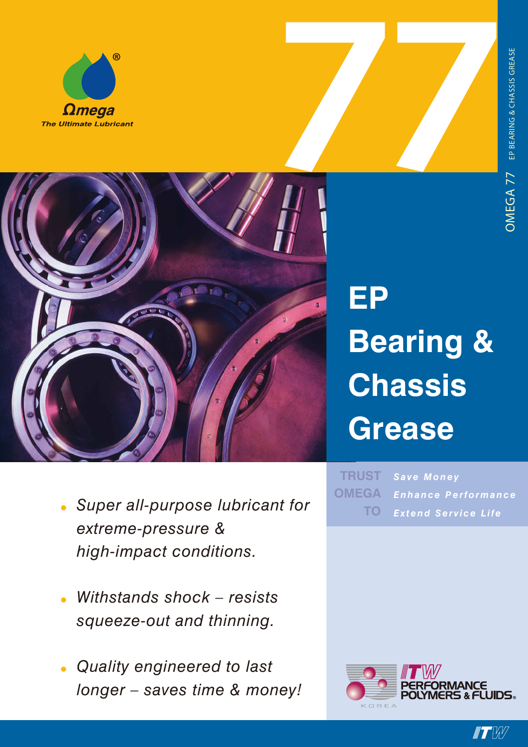Ωmega®

The Ultimate Lubricant

77

OMEGA 77 EP BEARING & CHASSIS GREASE

# EP Bearing & Chassis Grease

TRUST OMEGA TO

***Save Money***

***Enhance Performance***

***Extend Service Life***

- *Super all-purpose lubricant for extreme-pressure & high-impact conditions.*
- *Withstands shock – resists squeeze-out and thinning.*
- *Quality engineered to last longer – saves time & money!*

ITW PERFORMANCE POLYMERS & FLUIDS®

KOREA

ITW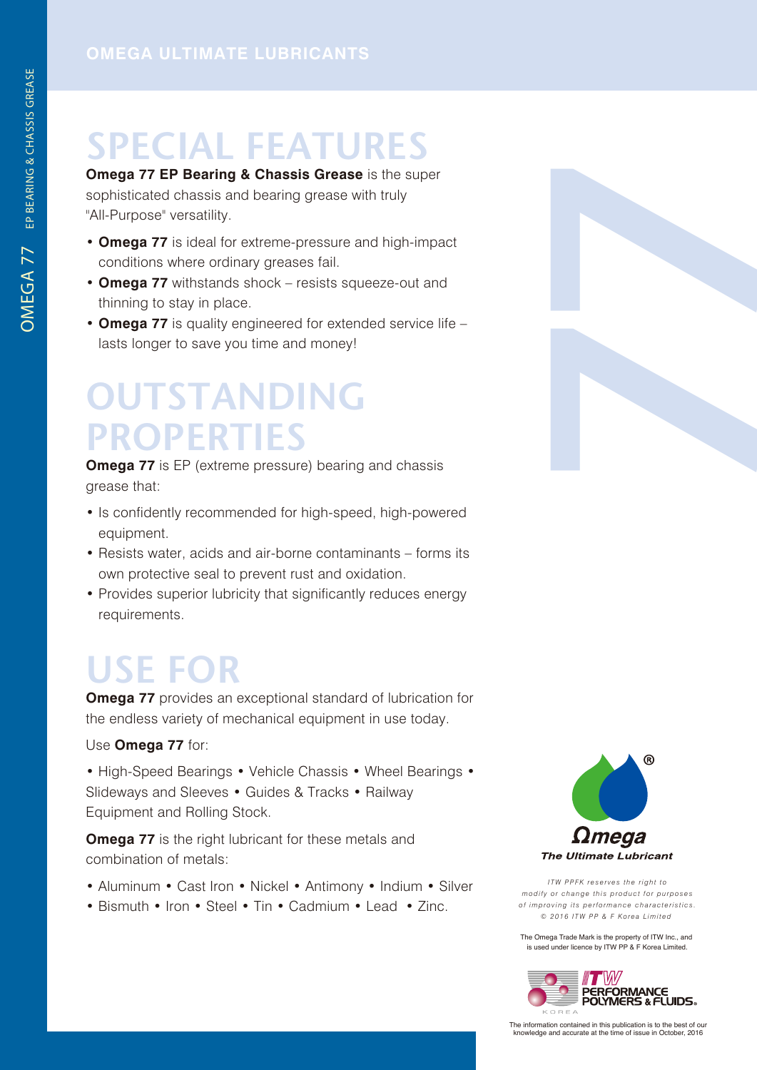# SPECIAL FEATURES

**Omega 77 EP Bearing & Chassis Grease** is the super sophisticated chassis and bearing grease with truly "All-Purpose" versatility.

- **Omega 77** is ideal for extreme-pressure and high-impact conditions where ordinary greases fail.
- **Omega 77** withstands shock – resists squeeze-out and thinning to stay in place.
- **Omega 77** is quality engineered for extended service life – lasts longer to save you time and money!

# OUTSTANDING PROPERTIES

**Omega 77** is EP (extreme pressure) bearing and chassis grease that:

- Is confidently recommended for high-speed, high-powered equipment.
- Resists water, acids and air-borne contaminants – forms its own protective seal to prevent rust and oxidation.
- Provides superior lubricity that significantly reduces energy requirements.

# USE FOR

**Omega 77** provides an exceptional standard of lubrication for the endless variety of mechanical equipment in use today.

Use **Omega 77** for:

• High-Speed Bearings • Vehicle Chassis • Wheel Bearings • Slideways and Sleeves • Guides & Tracks • Railway Equipment and Rolling Stock.

**Omega 77** is the right lubricant for these metals and combination of metals:

• Aluminum • Cast Iron • Nickel • Antimony • Indium • Silver
• Bismuth • Iron • Steel • Tin • Cadmium • Lead • Zinc.

Ωmega
**The Ultimate Lubricant**

*ITW PPFK reserves the right to modify or change this product for purposes of improving its performance characteristics. © 2016 ITW PP & F Korea Limited*

The Omega Trade Mark is the property of ITW Inc., and is used under licence by ITW PP & F Korea Limited.

ITW PERFORMANCE POLYMERS & FLUIDS KOREA

The information contained in this publication is to the best of our knowledge and accurate at the time of issue in October, 2016